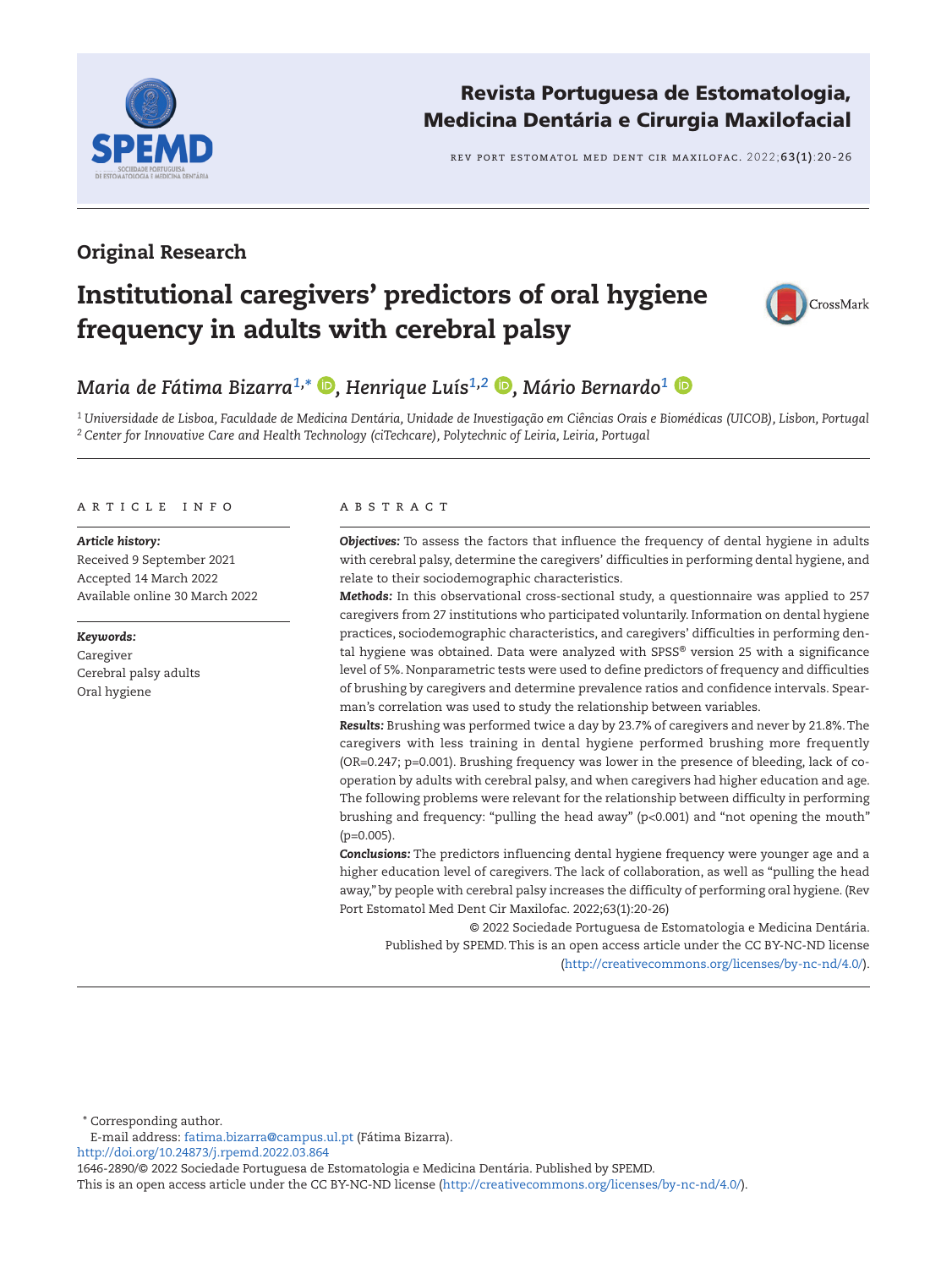Original Research

# Institutional caregivers' predictors of oral hygiene frequency in adults with cerebral palsy

*Maria de Fátima Bizarra*[1,*], *Henrique Luís*[1,2], *Mário Bernardo*[1]

[1] Universidade de Lisboa, Faculdade de Medicina Dentária, Unidade de Investigação em Ciências Orais e Biomédicas (UICOB), Lisbon, Portugal
[2] Center for Innovative Care and Health Technology (ciTechcare), Polytechnic of Leiria, Leiria, Portugal

## ARTICLE INFO

***Article history:***
Received 9 September 2021
Accepted 14 March 2022
Available online 30 March 2022

***Keywords:***
Caregiver
Cerebral palsy adults
Oral hygiene

## ABSTRACT

***Objectives:*** To assess the factors that influence the frequency of dental hygiene in adults with cerebral palsy, determine the caregivers' difficulties in performing dental hygiene, and relate to their sociodemographic characteristics.

***Methods:*** In this observational cross-sectional study, a questionnaire was applied to 257 caregivers from 27 institutions who participated voluntarily. Information on dental hygiene practices, sociodemographic characteristics, and caregivers' difficulties in performing dental hygiene was obtained. Data were analyzed with SPSS® version 25 with a significance level of 5%. Nonparametric tests were used to define predictors of frequency and difficulties of brushing by caregivers and determine prevalence ratios and confidence intervals. Spearman's correlation was used to study the relationship between variables.

***Results:*** Brushing was performed twice a day by 23.7% of caregivers and never by 21.8%. The caregivers with less training in dental hygiene performed brushing more frequently (OR=0.247; p=0.001). Brushing frequency was lower in the presence of bleeding, lack of cooperation by adults with cerebral palsy, and when caregivers had higher education and age. The following problems were relevant for the relationship between difficulty in performing brushing and frequency: "pulling the head away" (p<0.001) and "not opening the mouth" (p=0.005).

***Conclusions:*** The predictors influencing dental hygiene frequency were younger age and a higher education level of caregivers. The lack of collaboration, as well as "pulling the head away," by people with cerebral palsy increases the difficulty of performing oral hygiene. (Rev Port Estomatol Med Dent Cir Maxilofac. 2022;63(1):20-26)

© 2022 Sociedade Portuguesa de Estomatologia e Medicina Dentária.
Published by SPEMD. This is an open access article under the CC BY-NC-ND license (http://creativecommons.org/licenses/by-nc-nd/4.0/).

\* Corresponding author.
E-mail address: fatima.bizarra@campus.ul.pt (Fátima Bizarra).
http://doi.org/10.24873/j.rpemd.2022.03.864
1646-2890/© 2022 Sociedade Portuguesa de Estomatologia e Medicina Dentária. Published by SPEMD.
This is an open access article under the CC BY-NC-ND license (http://creativecommons.org/licenses/by-nc-nd/4.0/).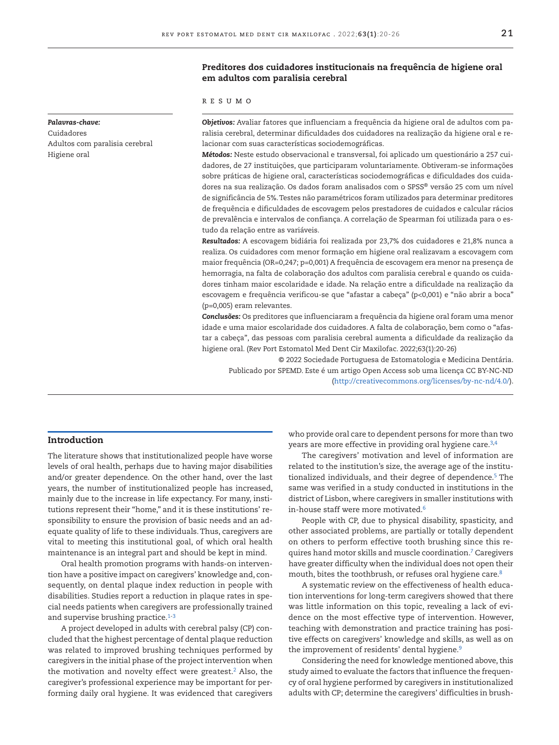## Preditores dos cuidadores institucionais na frequência de higiene oral em adultos com paralisia cerebral

R E S U M O

***Palavras-chave:***
Cuidadores
Adultos com paralisia cerebral
Higiene oral

***Objetivos:*** Avaliar fatores que influenciam a frequência da higiene oral de adultos com paralisia cerebral, determinar dificuldades dos cuidadores na realização da higiene oral e relacionar com suas características sociodemográficas.

***Métodos:*** Neste estudo observacional e transversal, foi aplicado um questionário a 257 cuidadores, de 27 instituições, que participaram voluntariamente. Obtiveram-se informações sobre práticas de higiene oral, características sociodemográficas e dificuldades dos cuidadores na sua realização. Os dados foram analisados com o SPSS® versão 25 com um nível de significância de 5%. Testes não paramétricos foram utilizados para determinar preditores de frequência e dificuldades de escovagem pelos prestadores de cuidados e calcular rácios de prevalência e intervalos de confiança. A correlação de Spearman foi utilizada para o estudo da relação entre as variáveis.

***Resultados:*** A escovagem bidiária foi realizada por 23,7% dos cuidadores e 21,8% nunca a realiza. Os cuidadores com menor formação em higiene oral realizavam a escovagem com maior frequência (OR=0,247; p=0,001) A frequência de escovagem era menor na presença de hemorragia, na falta de colaboração dos adultos com paralisia cerebral e quando os cuidadores tinham maior escolaridade e idade. Na relação entre a dificuldade na realização da escovagem e frequência verificou-se que "afastar a cabeça" (p<0,001) e "não abrir a boca" (p=0,005) eram relevantes.

***Conclusões:*** Os preditores que influenciaram a frequência da higiene oral foram uma menor idade e uma maior escolaridade dos cuidadores. A falta de colaboração, bem como o "afastar a cabeça", das pessoas com paralisia cerebral aumenta a dificuldade da realização da higiene oral. (Rev Port Estomatol Med Dent Cir Maxilofac. 2022;63(1):20-26)

© 2022 Sociedade Portuguesa de Estomatologia e Medicina Dentária. Publicado por SPEMD. Este é um artigo Open Access sob uma licença CC BY-NC-ND (http://creativecommons.org/licenses/by-nc-nd/4.0/).

## Introduction

The literature shows that institutionalized people have worse levels of oral health, perhaps due to having major disabilities and/or greater dependence. On the other hand, over the last years, the number of institutionalized people has increased, mainly due to the increase in life expectancy. For many, institutions represent their "home," and it is these institutions' responsibility to ensure the provision of basic needs and an adequate quality of life to these individuals. Thus, caregivers are vital to meeting this institutional goal, of which oral health maintenance is an integral part and should be kept in mind.

Oral health promotion programs with hands-on intervention have a positive impact on caregivers' knowledge and, consequently, on dental plaque index reduction in people with disabilities. Studies report a reduction in plaque rates in special needs patients when caregivers are professionally trained and supervise brushing practice.[1-3]

A project developed in adults with cerebral palsy (CP) concluded that the highest percentage of dental plaque reduction was related to improved brushing techniques performed by caregivers in the initial phase of the project intervention when the motivation and novelty effect were greatest.[2] Also, the caregiver's professional experience may be important for performing daily oral hygiene. It was evidenced that caregivers who provide oral care to dependent persons for more than two years are more effective in providing oral hygiene care.[3,4]

The caregivers' motivation and level of information are related to the institution's size, the average age of the institutionalized individuals, and their degree of dependence.[5] The same was verified in a study conducted in institutions in the district of Lisbon, where caregivers in smaller institutions with in-house staff were more motivated.[6]

People with CP, due to physical disability, spasticity, and other associated problems, are partially or totally dependent on others to perform effective tooth brushing since this requires hand motor skills and muscle coordination.[7] Caregivers have greater difficulty when the individual does not open their mouth, bites the toothbrush, or refuses oral hygiene care.[8]

A systematic review on the effectiveness of health education interventions for long-term caregivers showed that there was little information on this topic, revealing a lack of evidence on the most effective type of intervention. However, teaching with demonstration and practice training has positive effects on caregivers' knowledge and skills, as well as on the improvement of residents' dental hygiene.[9]

Considering the need for knowledge mentioned above, this study aimed to evaluate the factors that influence the frequency of oral hygiene performed by caregivers in institutionalized adults with CP; determine the caregivers' difficulties in brush-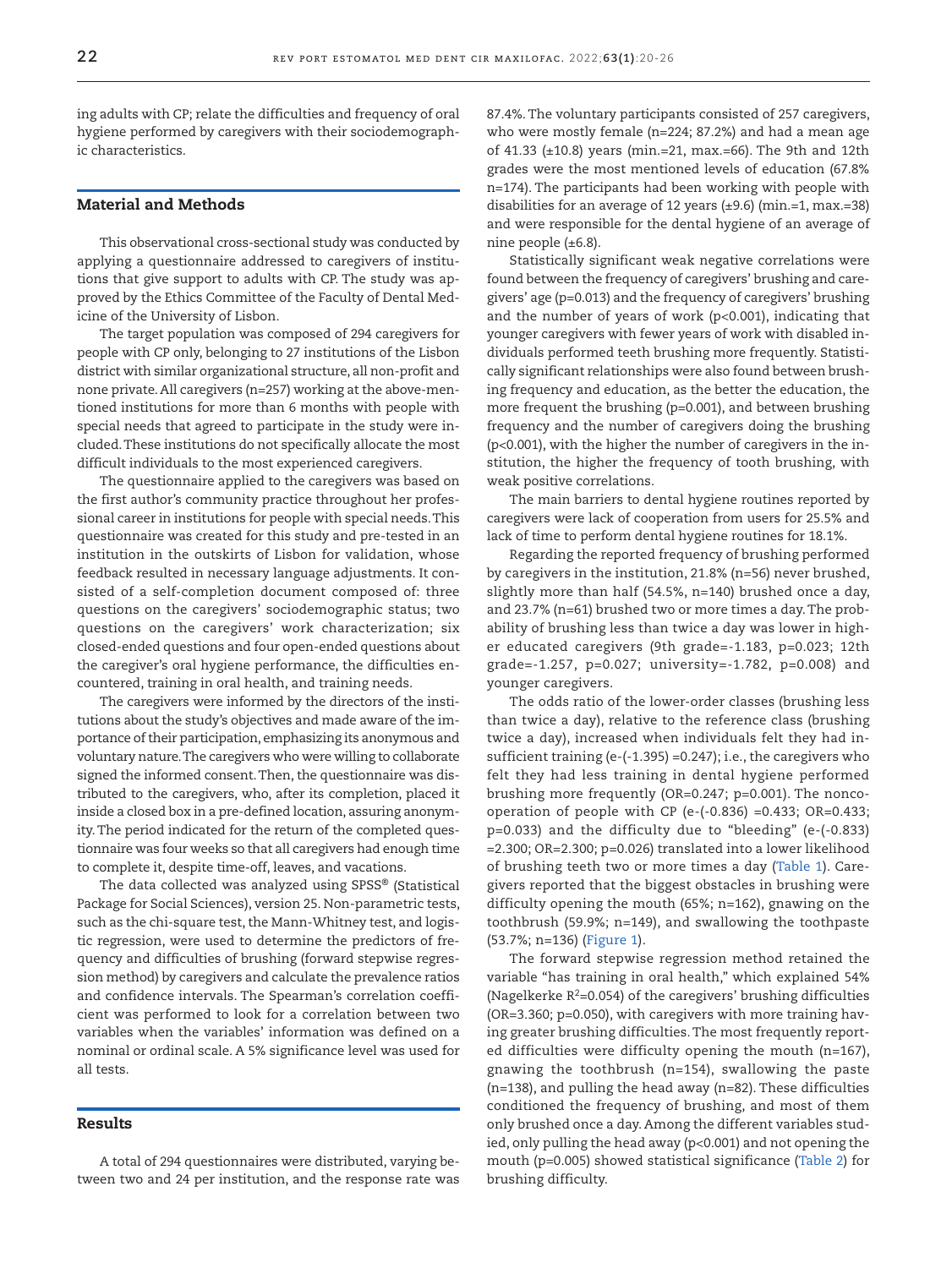ing adults with CP; relate the difficulties and frequency of oral hygiene performed by caregivers with their sociodemographic characteristics.

## Material and Methods

This observational cross-sectional study was conducted by applying a questionnaire addressed to caregivers of institutions that give support to adults with CP. The study was approved by the Ethics Committee of the Faculty of Dental Medicine of the University of Lisbon.

The target population was composed of 294 caregivers for people with CP only, belonging to 27 institutions of the Lisbon district with similar organizational structure, all non-profit and none private. All caregivers (n=257) working at the above-mentioned institutions for more than 6 months with people with special needs that agreed to participate in the study were included. These institutions do not specifically allocate the most difficult individuals to the most experienced caregivers.

The questionnaire applied to the caregivers was based on the first author's community practice throughout her professional career in institutions for people with special needs. This questionnaire was created for this study and pre-tested in an institution in the outskirts of Lisbon for validation, whose feedback resulted in necessary language adjustments. It consisted of a self-completion document composed of: three questions on the caregivers' sociodemographic status; two questions on the caregivers' work characterization; six closed-ended questions and four open-ended questions about the caregiver's oral hygiene performance, the difficulties encountered, training in oral health, and training needs.

The caregivers were informed by the directors of the institutions about the study's objectives and made aware of the importance of their participation, emphasizing its anonymous and voluntary nature. The caregivers who were willing to collaborate signed the informed consent. Then, the questionnaire was distributed to the caregivers, who, after its completion, placed it inside a closed box in a pre-defined location, assuring anonymity. The period indicated for the return of the completed questionnaire was four weeks so that all caregivers had enough time to complete it, despite time-off, leaves, and vacations.

The data collected was analyzed using SPSS® (Statistical Package for Social Sciences), version 25. Non-parametric tests, such as the chi-square test, the Mann-Whitney test, and logistic regression, were used to determine the predictors of frequency and difficulties of brushing (forward stepwise regression method) by caregivers and calculate the prevalence ratios and confidence intervals. The Spearman's correlation coefficient was performed to look for a correlation between two variables when the variables' information was defined on a nominal or ordinal scale. A 5% significance level was used for all tests.

## Results

A total of 294 questionnaires were distributed, varying between two and 24 per institution, and the response rate was 87.4%. The voluntary participants consisted of 257 caregivers, who were mostly female (n=224; 87.2%) and had a mean age of 41.33 (±10.8) years (min.=21, max.=66). The 9th and 12th grades were the most mentioned levels of education (67.8% n=174). The participants had been working with people with disabilities for an average of 12 years (±9.6) (min.=1, max.=38) and were responsible for the dental hygiene of an average of nine people (±6.8).

Statistically significant weak negative correlations were found between the frequency of caregivers' brushing and caregivers' age (p=0.013) and the frequency of caregivers' brushing and the number of years of work (p<0.001), indicating that younger caregivers with fewer years of work with disabled individuals performed teeth brushing more frequently. Statistically significant relationships were also found between brushing frequency and education, as the better the education, the more frequent the brushing (p=0.001), and between brushing frequency and the number of caregivers doing the brushing (p<0.001), with the higher the number of caregivers in the institution, the higher the frequency of tooth brushing, with weak positive correlations.

The main barriers to dental hygiene routines reported by caregivers were lack of cooperation from users for 25.5% and lack of time to perform dental hygiene routines for 18.1%.

Regarding the reported frequency of brushing performed by caregivers in the institution, 21.8% (n=56) never brushed, slightly more than half (54.5%, n=140) brushed once a day, and 23.7% (n=61) brushed two or more times a day. The probability of brushing less than twice a day was lower in higher educated caregivers (9th grade=-1.183, p=0.023; 12th grade=-1.257, p=0.027; university=-1.782, p=0.008) and younger caregivers.

The odds ratio of the lower-order classes (brushing less than twice a day), relative to the reference class (brushing twice a day), increased when individuals felt they had insufficient training ($e^{-(-1.395)}$ =0.247); i.e., the caregivers who felt they had less training in dental hygiene performed brushing more frequently (OR=0.247; p=0.001). The noncooperation of people with CP ($e^{-(-0.836)}$ =0.433; OR=0.433; p=0.033) and the difficulty due to "bleeding" ($e^{-(-0.833)}$ =2.300; OR=2.300; p=0.026) translated into a lower likelihood of brushing teeth two or more times a day (Table 1). Caregivers reported that the biggest obstacles in brushing were difficulty opening the mouth (65%; n=162), gnawing on the toothbrush (59.9%; n=149), and swallowing the toothpaste (53.7%; n=136) (Figure 1).

The forward stepwise regression method retained the variable "has training in oral health," which explained 54% (Nagelkerke $R^2$=0.054) of the caregivers' brushing difficulties (OR=3.360; p=0.050), with caregivers with more training having greater brushing difficulties. The most frequently reported difficulties were difficulty opening the mouth (n=167), gnawing the toothbrush (n=154), swallowing the paste (n=138), and pulling the head away (n=82). These difficulties conditioned the frequency of brushing, and most of them only brushed once a day. Among the different variables studied, only pulling the head away (p<0.001) and not opening the mouth (p=0.005) showed statistical significance (Table 2) for brushing difficulty.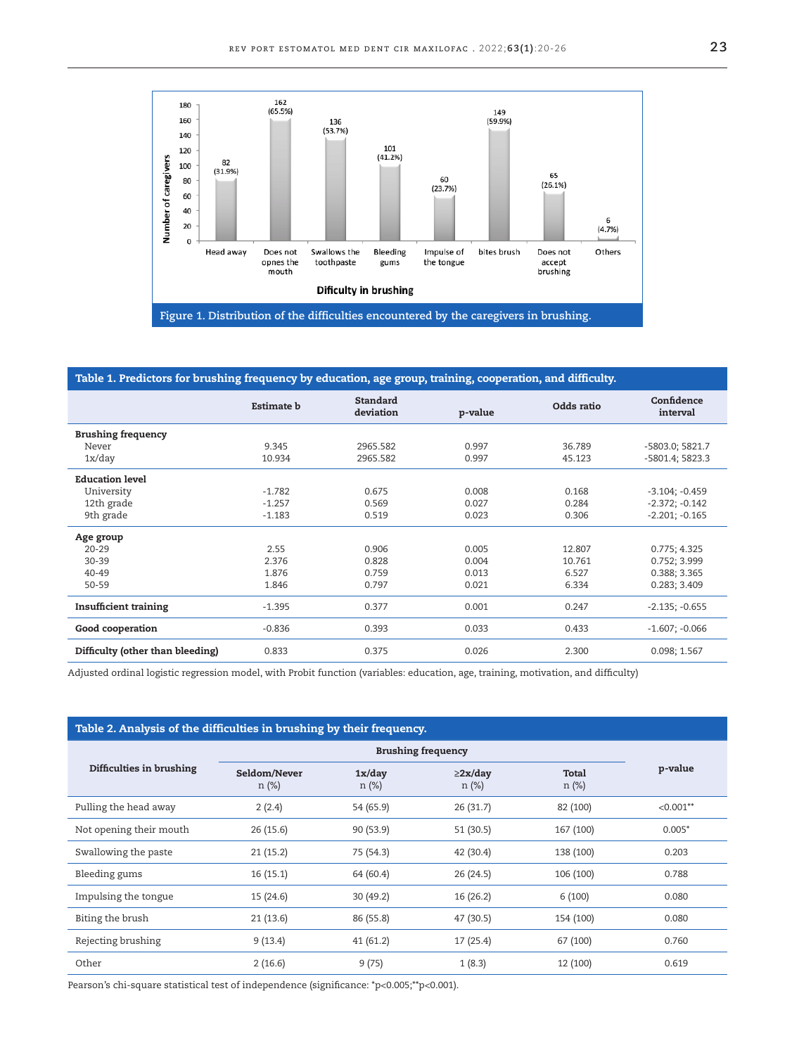Figure 1. Distribution of the difficulties encountered by the caregivers in brushing.

**Table 1. Predictors for brushing frequency by education, age group, training, cooperation, and difficulty.**

| | Estimate b | Standard deviation | p-value | Odds ratio | Confidence interval |
|---|---|---|---|---|---|
| **Brushing frequency** | | | | | |
| Never | 9.345 | 2965.582 | 0.997 | 36.789 | -5803.0; 5821.7 |
| 1x/day | 10.934 | 2965.582 | 0.997 | 45.123 | -5801.4; 5823.3 |
| **Education level** | | | | | |
| University | -1.782 | 0.675 | 0.008 | 0.168 | -3.104; -0.459 |
| 12th grade | -1.257 | 0.569 | 0.027 | 0.284 | -2.372; -0.142 |
| 9th grade | -1.183 | 0.519 | 0.023 | 0.306 | -2.201; -0.165 |
| **Age group** | | | | | |
| 20-29 | 2.55 | 0.906 | 0.005 | 12.807 | 0.775; 4.325 |
| 30-39 | 2.376 | 0.828 | 0.004 | 10.761 | 0.752; 3.999 |
| 40-49 | 1.876 | 0.759 | 0.013 | 6.527 | 0.388; 3.365 |
| 50-59 | 1.846 | 0.797 | 0.021 | 6.334 | 0.283; 3.409 |
| **Insufficient training** | -1.395 | 0.377 | 0.001 | 0.247 | -2.135; -0.655 |
| **Good cooperation** | -0.836 | 0.393 | 0.033 | 0.433 | -1.607; -0.066 |
| **Difficulty (other than bleeding)** | 0.833 | 0.375 | 0.026 | 2.300 | 0.098; 1.567 |

Adjusted ordinal logistic regression model, with Probit function (variables: education, age, training, motivation, and difficulty)

**Table 2. Analysis of the difficulties in brushing by their frequency.**

| Difficulties in brushing | Brushing frequency | | | | p-value |
|---|---|---|---|---|---|
| | Seldom/Never n (%) | 1x/day n (%) | ≥2x/day n (%) | Total n (%) | |
| Pulling the head away | 2 (2.4) | 54 (65.9) | 26 (31.7) | 82 (100) | <0.001** |
| Not opening their mouth | 26 (15.6) | 90 (53.9) | 51 (30.5) | 167 (100) | 0.005* |
| Swallowing the paste | 21 (15.2) | 75 (54.3) | 42 (30.4) | 138 (100) | 0.203 |
| Bleeding gums | 16 (15.1) | 64 (60.4) | 26 (24.5) | 106 (100) | 0.788 |
| Impulsing the tongue | 15 (24.6) | 30 (49.2) | 16 (26.2) | 6 (100) | 0.080 |
| Biting the brush | 21 (13.6) | 86 (55.8) | 47 (30.5) | 154 (100) | 0.080 |
| Rejecting brushing | 9 (13.4) | 41 (61.2) | 17 (25.4) | 67 (100) | 0.760 |
| Other | 2 (16.6) | 9 (75) | 1 (8.3) | 12 (100) | 0.619 |

Pearson's chi-square statistical test of independence (significance: *p<0.005;**p<0.001).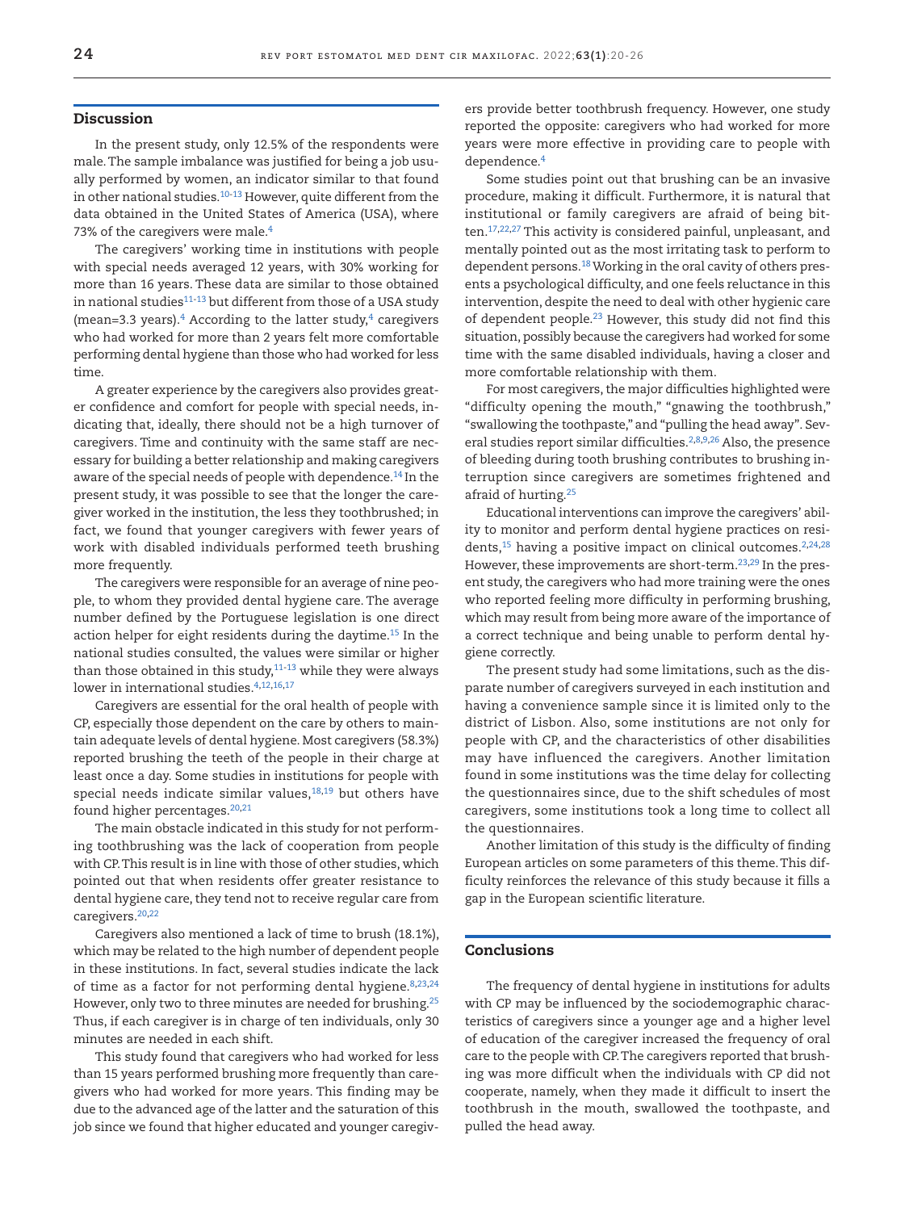## Discussion

In the present study, only 12.5% of the respondents were male. The sample imbalance was justified for being a job usually performed by women, an indicator similar to that found in other national studies.[10-13] However, quite different from the data obtained in the United States of America (USA), where 73% of the caregivers were male.[4]

The caregivers' working time in institutions with people with special needs averaged 12 years, with 30% working for more than 16 years. These data are similar to those obtained in national studies[11-13] but different from those of a USA study (mean=3.3 years).[4] According to the latter study,[4] caregivers who had worked for more than 2 years felt more comfortable performing dental hygiene than those who had worked for less time.

A greater experience by the caregivers also provides greater confidence and comfort for people with special needs, indicating that, ideally, there should not be a high turnover of caregivers. Time and continuity with the same staff are necessary for building a better relationship and making caregivers aware of the special needs of people with dependence.[14] In the present study, it was possible to see that the longer the caregiver worked in the institution, the less they toothbrushed; in fact, we found that younger caregivers with fewer years of work with disabled individuals performed teeth brushing more frequently.

The caregivers were responsible for an average of nine people, to whom they provided dental hygiene care. The average number defined by the Portuguese legislation is one direct action helper for eight residents during the daytime.[15] In the national studies consulted, the values were similar or higher than those obtained in this study,[11-13] while they were always lower in international studies.[4,12,16,17]

Caregivers are essential for the oral health of people with CP, especially those dependent on the care by others to maintain adequate levels of dental hygiene. Most caregivers (58.3%) reported brushing the teeth of the people in their charge at least once a day. Some studies in institutions for people with special needs indicate similar values,[18,19] but others have found higher percentages.[20,21]

The main obstacle indicated in this study for not performing toothbrushing was the lack of cooperation from people with CP. This result is in line with those of other studies, which pointed out that when residents offer greater resistance to dental hygiene care, they tend not to receive regular care from caregivers.[20,22]

Caregivers also mentioned a lack of time to brush (18.1%), which may be related to the high number of dependent people in these institutions. In fact, several studies indicate the lack of time as a factor for not performing dental hygiene.[8,23,24] However, only two to three minutes are needed for brushing.[25] Thus, if each caregiver is in charge of ten individuals, only 30 minutes are needed in each shift.

This study found that caregivers who had worked for less than 15 years performed brushing more frequently than caregivers who had worked for more years. This finding may be due to the advanced age of the latter and the saturation of this job since we found that higher educated and younger caregivers provide better toothbrush frequency. However, one study reported the opposite: caregivers who had worked for more years were more effective in providing care to people with dependence.[4]

Some studies point out that brushing can be an invasive procedure, making it difficult. Furthermore, it is natural that institutional or family caregivers are afraid of being bitten.[17,22,27] This activity is considered painful, unpleasant, and mentally pointed out as the most irritating task to perform to dependent persons.[18] Working in the oral cavity of others presents a psychological difficulty, and one feels reluctance in this intervention, despite the need to deal with other hygienic care of dependent people.[23] However, this study did not find this situation, possibly because the caregivers had worked for some time with the same disabled individuals, having a closer and more comfortable relationship with them.

For most caregivers, the major difficulties highlighted were "difficulty opening the mouth," "gnawing the toothbrush," "swallowing the toothpaste," and "pulling the head away". Several studies report similar difficulties.[2,8,9,26] Also, the presence of bleeding during tooth brushing contributes to brushing interruption since caregivers are sometimes frightened and afraid of hurting.[25]

Educational interventions can improve the caregivers' ability to monitor and perform dental hygiene practices on residents,[15] having a positive impact on clinical outcomes.[2,24,28] However, these improvements are short-term.[23,29] In the present study, the caregivers who had more training were the ones who reported feeling more difficulty in performing brushing, which may result from being more aware of the importance of a correct technique and being unable to perform dental hygiene correctly.

The present study had some limitations, such as the disparate number of caregivers surveyed in each institution and having a convenience sample since it is limited only to the district of Lisbon. Also, some institutions are not only for people with CP, and the characteristics of other disabilities may have influenced the caregivers. Another limitation found in some institutions was the time delay for collecting the questionnaires since, due to the shift schedules of most caregivers, some institutions took a long time to collect all the questionnaires.

Another limitation of this study is the difficulty of finding European articles on some parameters of this theme. This difficulty reinforces the relevance of this study because it fills a gap in the European scientific literature.

## Conclusions

The frequency of dental hygiene in institutions for adults with CP may be influenced by the sociodemographic characteristics of caregivers since a younger age and a higher level of education of the caregiver increased the frequency of oral care to the people with CP. The caregivers reported that brushing was more difficult when the individuals with CP did not cooperate, namely, when they made it difficult to insert the toothbrush in the mouth, swallowed the toothpaste, and pulled the head away.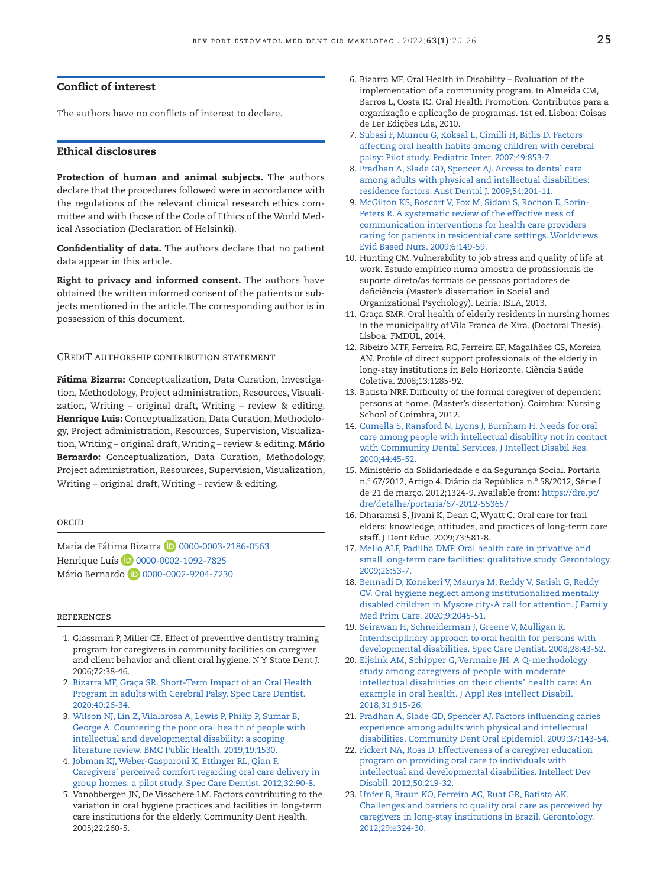## Conflict of interest

The authors have no conflicts of interest to declare.

## Ethical disclosures

**Protection of human and animal subjects.** The authors declare that the procedures followed were in accordance with the regulations of the relevant clinical research ethics committee and with those of the Code of Ethics of the World Medical Association (Declaration of Helsinki).

**Confidentiality of data.** The authors declare that no patient data appear in this article.

**Right to privacy and informed consent.** The authors have obtained the written informed consent of the patients or subjects mentioned in the article. The corresponding author is in possession of this document.

## CRediT authorship contribution statement

**Fátima Bizarra:** Conceptualization, Data Curation, Investigation, Methodology, Project administration, Resources, Visualization, Writing – original draft, Writing – review & editing. **Henrique Luis:** Conceptualization, Data Curation, Methodology, Project administration, Resources, Supervision, Visualization, Writing – original draft, Writing – review & editing. **Mário Bernardo:** Conceptualization, Data Curation, Methodology, Project administration, Resources, Supervision, Visualization, Writing – original draft, Writing – review & editing.

## ORCID

Maria de Fátima Bizarra 0000-0003-2186-0563
Henrique Luís 0000-0002-1092-7825
Mário Bernardo 0000-0002-9204-7230

## References

1. Glassman P, Miller CE. Effect of preventive dentistry training program for caregivers in community facilities on caregiver and client behavior and client oral hygiene. N Y State Dent J. 2006;72:38-46.
2. Bizarra MF, Graça SR. Short-Term Impact of an Oral Health Program in adults with Cerebral Palsy. Spec Care Dentist. 2020:40:26-34.
3. Wilson NJ, Lin Z, Vilalarosa A, Lewis P, Philip P, Sumar B, George A. Countering the poor oral health of people with intellectual and developmental disability: a scoping literature review. BMC Public Health. 2019;19:1530.
4. Jobman KJ, Weber-Gasparoni K, Ettinger RL, Qian F. Caregivers' perceived comfort regarding oral care delivery in group homes: a pilot study. Spec Care Dentist. 2012;32:90-8.
5. Vanobbergen JN, De Visschere LM. Factors contributing to the variation in oral hygiene practices and facilities in long-term care institutions for the elderly. Community Dent Health. 2005;22:260-5.
6. Bizarra MF. Oral Health in Disability – Evaluation of the implementation of a community program. In Almeida CM, Barros L, Costa IC. Oral Health Promotion. Contributos para a organização e aplicação de programas. 1st ed. Lisboa: Coisas de Ler Edições Lda, 2010.
7. Subasi F, Mumcu G, Koksal L, Cimilli H, Bitlis D. Factors affecting oral health habits among children with cerebral palsy: Pilot study. Pediatric Inter. 2007;49:853-7.
8. Pradhan A, Slade GD, Spencer AJ. Access to dental care among adults with physical and intellectual disabilities: residence factors. Aust Dental J. 2009;54:201-11.
9. McGilton KS, Boscart V, Fox M, Sidani S, Rochon E, Sorin-Peters R. A systematic review of the effective ness of communication interventions for health care providers caring for patients in residential care settings. Worldviews Evid Based Nurs. 2009;6:149-59.
10. Hunting CM. Vulnerability to job stress and quality of life at work. Estudo empírico numa amostra de profissionais de suporte direto/as formais de pessoas portadores de deficiência (Master's dissertation in Social and Organizational Psychology). Leiria: ISLA, 2013.
11. Graça SMR. Oral health of elderly residents in nursing homes in the municipality of Vila Franca de Xira. (Doctoral Thesis). Lisboa: FMDUL, 2014.
12. Ribeiro MTF, Ferreira RC, Ferreira EF, Magalhães CS, Moreira AN. Profile of direct support professionals of the elderly in long-stay institutions in Belo Horizonte. Ciência Saúde Coletiva. 2008;13:1285-92.
13. Batista NRF. Difficulty of the formal caregiver of dependent persons at home. (Master's dissertation). Coimbra: Nursing School of Coimbra, 2012.
14. Cumella S, Ransford N, Lyons J, Burnham H. Needs for oral care among people with intellectual disability not in contact with Community Dental Services. J Intellect Disabil Res. 2000;44:45-52.
15. Ministério da Solidariedade e da Segurança Social. Portaria n.º 67/2012, Artigo 4. Diário da República n.º 58/2012, Série I de 21 de março. 2012;1324-9. Available from: https://dre.pt/dre/detalhe/portaria/67-2012-553657
16. Dharamsi S, Jivani K, Dean C, Wyatt C. Oral care for frail elders: knowledge, attitudes, and practices of long-term care staff. J Dent Educ. 2009;73:581-8.
17. Mello ALF, Padilha DMP. Oral health care in privative and small long-term care facilities: qualitative study. Gerontology. 2009;26:53-7.
18. Bennadi D, Konekeri V, Maurya M, Reddy V, Satish G, Reddy CV. Oral hygiene neglect among institutionalized mentally disabled children in Mysore city-A call for attention. J Family Med Prim Care. 2020;9:2045-51.
19. Seirawan H, Schneiderman J, Greene V, Mulligan R. Interdisciplinary approach to oral health for persons with developmental disabilities. Spec Care Dentist. 2008;28:43-52.
20. Eijsink AM, Schipper G, Vermaire JH. A Q-methodology study among caregivers of people with moderate intellectual disabilities on their clients' health care: An example in oral health. J Appl Res Intellect Disabil. 2018;31:915-26.
21. Pradhan A, Slade GD, Spencer AJ. Factors influencing caries experience among adults with physical and intellectual disabilities. Community Dent Oral Epidemiol. 2009;37:143-54.
22. Fickert NA, Ross D. Effectiveness of a caregiver education program on providing oral care to individuals with intellectual and developmental disabilities. Intellect Dev Disabil. 2012;50:219-32.
23. Unfer B, Braun KO, Ferreira AC, Ruat GR, Batista AK. Challenges and barriers to quality oral care as perceived by caregivers in long-stay institutions in Brazil. Gerontology. 2012;29:e324-30.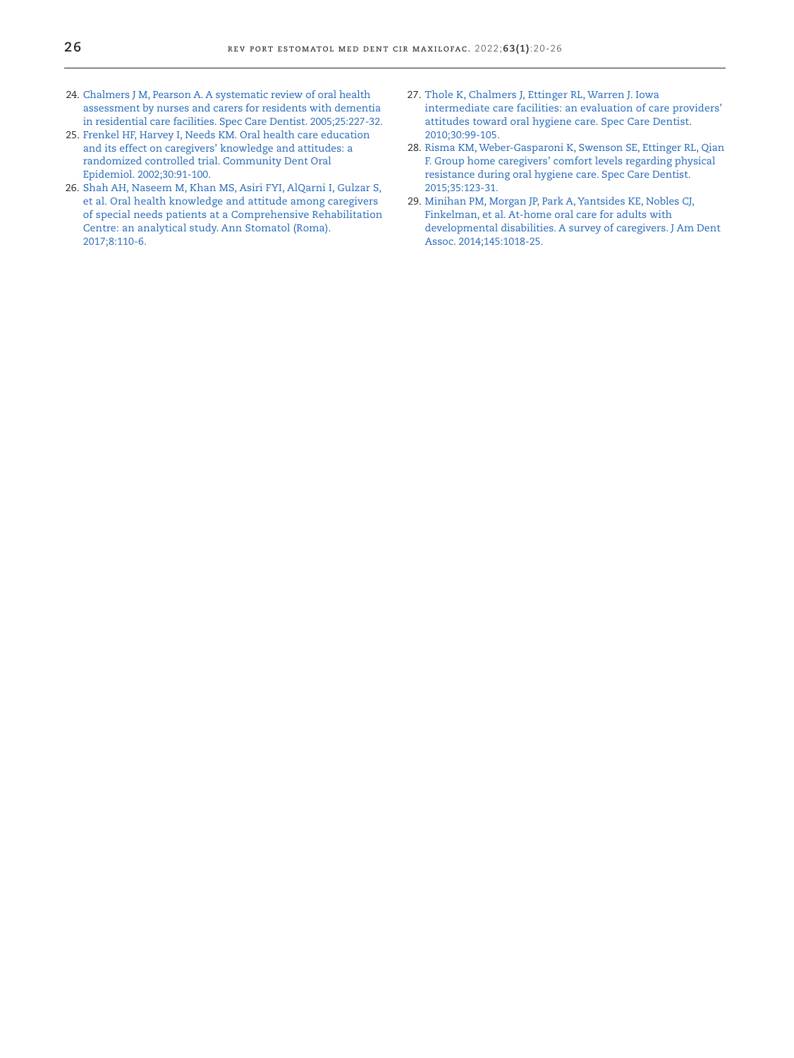24. Chalmers J M, Pearson A. A systematic review of oral health assessment by nurses and carers for residents with dementia in residential care facilities. Spec Care Dentist. 2005;25:227-32.
25. Frenkel HF, Harvey I, Needs KM. Oral health care education and its effect on caregivers' knowledge and attitudes: a randomized controlled trial. Community Dent Oral Epidemiol. 2002;30:91-100.
26. Shah AH, Naseem M, Khan MS, Asiri FYI, AlQarni I, Gulzar S, et al. Oral health knowledge and attitude among caregivers of special needs patients at a Comprehensive Rehabilitation Centre: an analytical study. Ann Stomatol (Roma). 2017;8:110-6.
27. Thole K, Chalmers J, Ettinger RL, Warren J. Iowa intermediate care facilities: an evaluation of care providers' attitudes toward oral hygiene care. Spec Care Dentist. 2010;30:99-105.
28. Risma KM, Weber-Gasparoni K, Swenson SE, Ettinger RL, Qian F. Group home caregivers' comfort levels regarding physical resistance during oral hygiene care. Spec Care Dentist. 2015;35:123-31.
29. Minihan PM, Morgan JP, Park A, Yantsides KE, Nobles CJ, Finkelman, et al. At-home oral care for adults with developmental disabilities. A survey of caregivers. J Am Dent Assoc. 2014;145:1018-25.